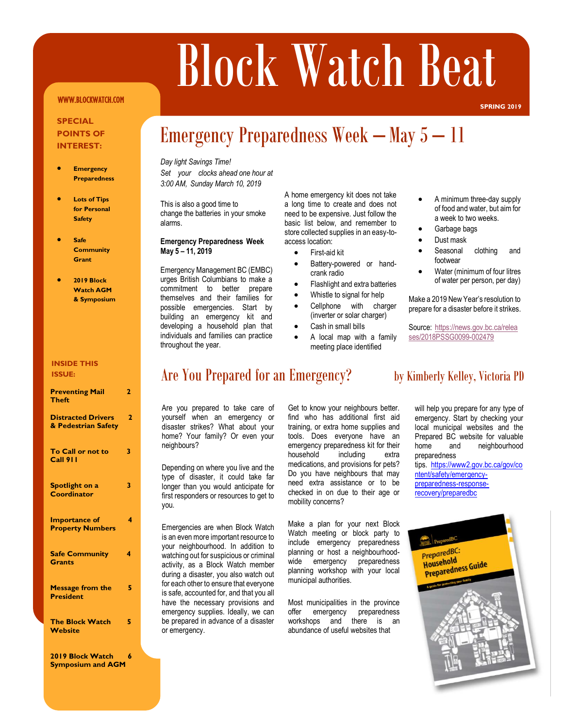# Block Watch Beat

WWW.BLOCKWATCH.COM

SPRING 2019

**SPECIAL POINTS OF INTEREST:**

- Emergency Preparedness
- Lots of Tips for Personal Safety
- Safe Community Grant
- 2019 Block Watch AGM & Symposium

**INSIDE THIS ISSUE:**

| | |
|---|---|
| Preventing Mail Theft | 2 |
| Distracted Drivers & Pedestrian Safety | 2 |
| To Call or not to Call 911 | 3 |
| Spotlight on a Coordinator | 3 |
| Importance of Property Numbers | 4 |
| Safe Community Grants | 4 |
| Message from the President | 5 |
| The Block Watch Website | 5 |
| 2019 Block Watch Symposium and AGM | 6 |

## Emergency Preparedness Week — May 5 — 11

*Day light Savings Time!*
*Set your clocks ahead one hour at 3:00 AM, Sunday March 10, 2019*

This is also a good time to change the batteries in your smoke alarms.

**Emergency Preparedness Week May 5 – 11, 2019**

Emergency Management BC (EMBC) urges British Columbians to make a commitment to better prepare themselves and their families for possible emergencies. Start by building an emergency kit and developing a household plan that individuals and families can practice throughout the year.

A home emergency kit does not take a long time to create and does not need to be expensive. Just follow the basic list below, and remember to store collected supplies in an easy-to-access location:

- First-aid kit
- Battery-powered or hand-crank radio
- Flashlight and extra batteries
- Whistle to signal for help
- Cellphone with charger (inverter or solar charger)
- Cash in small bills
- A local map with a family meeting place identified
- A minimum three-day supply of food and water, but aim for a week to two weeks.
- Garbage bags
- Dust mask
- Seasonal clothing and footwear
- Water (minimum of four litres of water per person, per day)

Make a 2019 New Year's resolution to prepare for a disaster before it strikes.

Source: https://news.gov.bc.ca/releases/2018PSSG0099-002479

## Are You Prepared for an Emergency?

by Kimberly Kelley, Victoria PD

Are you prepared to take care of yourself when an emergency or disaster strikes? What about your home? Your family? Or even your neighbours?

Depending on where you live and the type of disaster, it could take far longer than you would anticipate for first responders or resources to get to you.

Emergencies are when Block Watch is an even more important resource to your neighbourhood. In addition to watching out for suspicious or criminal activity, as a Block Watch member during a disaster, you also watch out for each other to ensure that everyone is safe, accounted for, and that you all have the necessary provisions and emergency supplies. Ideally, we can be prepared in advance of a disaster or emergency.

Get to know your neighbours better. find who has additional first aid training, or extra home supplies and tools. Does everyone have an emergency preparedness kit for their household including extra medications, and provisions for pets? Do you have neighbours that may need extra assistance or to be checked in on due to their age or mobility concerns?

Make a plan for your next Block Watch meeting or block party to include emergency preparedness planning or host a neighbourhood-wide emergency preparedness planning workshop with your local municipal authorities.

Most municipalities in the province offer emergency preparedness workshops and there is an abundance of useful websites that will help you prepare for any type of emergency. Start by checking your local municipal websites and the Prepared BC website for valuable home and neighbourhood preparedness tips. https://www2.gov.bc.ca/gov/content/safety/emergency-preparedness-response-recovery/preparedbc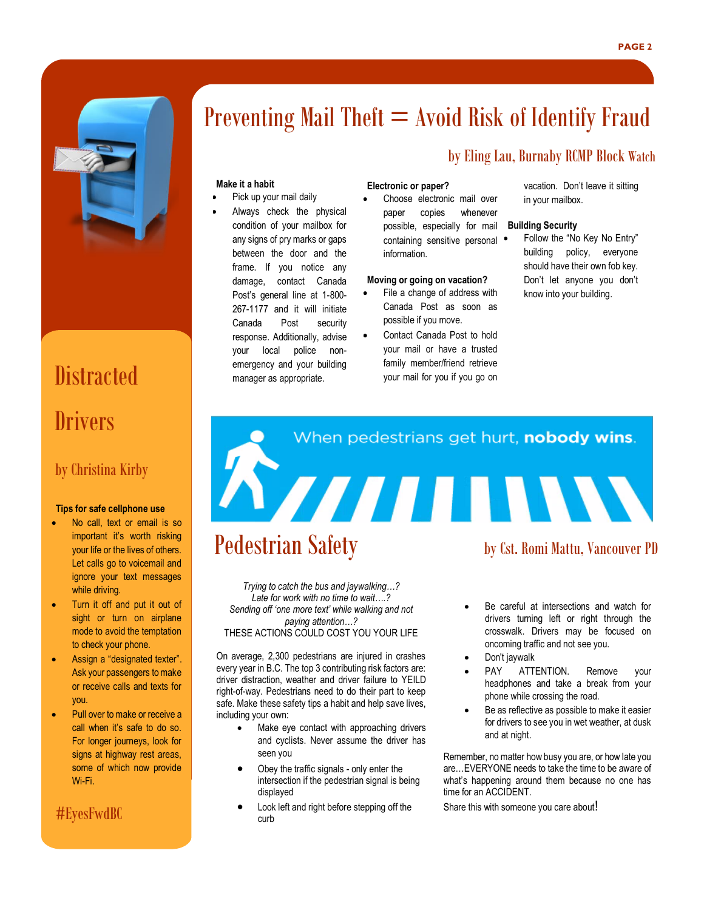# Preventing Mail Theft = Avoid Risk of Identify Fraud

by Eling Lau, Burnaby RCMP Block Watch

**Make it a habit**

- Pick up your mail daily
- Always check the physical condition of your mailbox for any signs of pry marks or gaps between the door and the frame. If you notice any damage, contact Canada Post's general line at 1-800-267-1177 and it will initiate Canada Post security response. Additionally, advise your local police non-emergency and your building manager as appropriate.

**Electronic or paper?**

- Choose electronic mail over paper copies whenever possible, especially for mail containing sensitive personal information.

**Moving or going on vacation?**

- File a change of address with Canada Post as soon as possible if you move.
- Contact Canada Post to hold your mail or have a trusted family member/friend retrieve your mail for you if you go on vacation. Don't leave it sitting in your mailbox.

**Building Security**

- Follow the "No Key No Entry" building policy, everyone should have their own fob key. Don't let anyone you don't know into your building.

# Distracted Drivers

by Christina Kirby

**Tips for safe cellphone use**

- No call, text or email is so important it's worth risking your life or the lives of others. Let calls go to voicemail and ignore your text messages while driving.
- Turn it off and put it out of sight or turn on airplane mode to avoid the temptation to check your phone.
- Assign a "designated texter". Ask your passengers to make or receive calls and texts for you.
- Pull over to make or receive a call when it's safe to do so. For longer journeys, look for signs at highway rest areas, some of which now provide Wi-Fi.

#EyesFwdBC

When pedestrians get hurt, **nobody wins**.

# Pedestrian Safety

by Cst. Romi Mattu, Vancouver PD

*Trying to catch the bus and jaywalking…?*
*Late for work with no time to wait….?*
*Sending off 'one more text' while walking and not paying attention…?*
THESE ACTIONS COULD COST YOU YOUR LIFE

On average, 2,300 pedestrians are injured in crashes every year in B.C. The top 3 contributing risk factors are: driver distraction, weather and driver failure to YEILD right-of-way. Pedestrians need to do their part to keep safe. Make these safety tips a habit and help save lives, including your own:

- Make eye contact with approaching drivers and cyclists. Never assume the driver has seen you
- Obey the traffic signals - only enter the intersection if the pedestrian signal is being displayed
- Look left and right before stepping off the curb
- Be careful at intersections and watch for drivers turning left or right through the crosswalk. Drivers may be focused on oncoming traffic and not see you.
- Don't jaywalk
- PAY ATTENTION. Remove your headphones and take a break from your phone while crossing the road.
- Be as reflective as possible to make it easier for drivers to see you in wet weather, at dusk and at night.

Remember, no matter how busy you are, or how late you are…EVERYONE needs to take the time to be aware of what's happening around them because no one has time for an ACCIDENT.

Share this with someone you care about!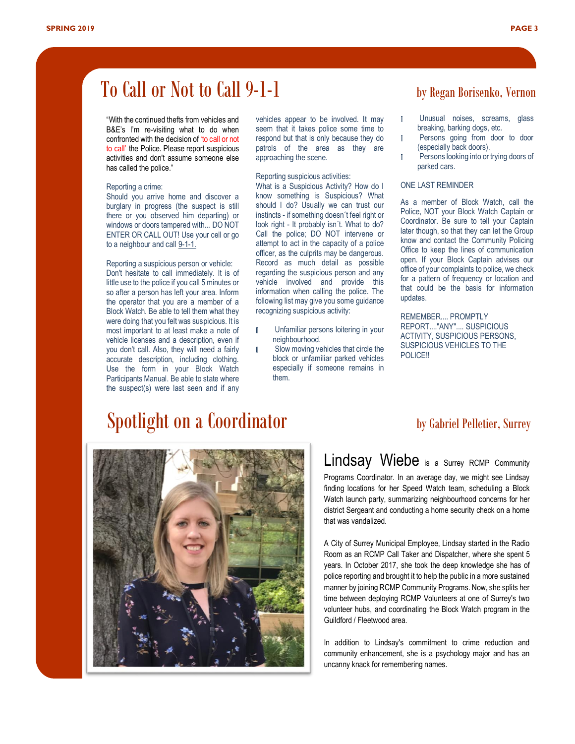## To Call or Not to Call 9-1-1

by Regan Borisenko, Vernon

"With the continued thefts from vehicles and B&E's I'm re-visiting what to do when confronted with the decision of 'to call or not to call' the Police. Please report suspicious activities and don't assume someone else has called the police."

Reporting a crime:
Should you arrive home and discover a burglary in progress (the suspect is still there or you observed him departing) or windows or doors tampered with... DO NOT ENTER OR CALL OUT! Use your cell or go to a neighbour and call 9-1-1.

Reporting a suspicious person or vehicle:
Don't hesitate to call immediately. It is of little use to the police if you call 5 minutes or so after a person has left your area. Inform the operator that you are a member of a Block Watch. Be able to tell them what they were doing that you felt was suspicious. It is most important to at least make a note of vehicle licenses and a description, even if you don't call. Also, they will need a fairly accurate description, including clothing. Use the form in your Block Watch Participants Manual. Be able to state where the suspect(s) were last seen and if any vehicles appear to be involved. It may seem that it takes police some time to respond but that is only because they do patrols of the area as they are approaching the scene.

Reporting suspicious activities:
What is a Suspicious Activity? How do I know something is Suspicious? What should I do? Usually we can trust our instincts - if something doesn´t feel right or look right - It probably isn´t. What to do? Call the police; DO NOT intervene or attempt to act in the capacity of a police officer, as the culprits may be dangerous. Record as much detail as possible regarding the suspicious person and any vehicle involved and provide this information when calling the police. The following list may give you some guidance recognizing suspicious activity:

- Unfamiliar persons loitering in your neighbourhood.
- Slow moving vehicles that circle the block or unfamiliar parked vehicles especially if someone remains in them.
- Unusual noises, screams, glass breaking, barking dogs, etc.
- Persons going from door to door (especially back doors).
- Persons looking into or trying doors of parked cars.

ONE LAST REMINDER

As a member of Block Watch, call the Police, NOT your Block Watch Captain or Coordinator. Be sure to tell your Captain later though, so that they can let the Group know and contact the Community Policing Office to keep the lines of communication open. If your Block Captain advises our office of your complaints to police, we check for a pattern of frequency or location and that could be the basis for information updates.

REMEMBER.... PROMPTLY REPORT...."ANY".... SUSPICIOUS ACTIVITY, SUSPICIOUS PERSONS, SUSPICIOUS VEHICLES TO THE POLICE!!

## Spotlight on a Coordinator

by Gabriel Pelletier, Surrey

**Lindsay Wiebe** is a Surrey RCMP Community Programs Coordinator. In an average day, we might see Lindsay finding locations for her Speed Watch team, scheduling a Block Watch launch party, summarizing neighbourhood concerns for her district Sergeant and conducting a home security check on a home that was vandalized.

A City of Surrey Municipal Employee, Lindsay started in the Radio Room as an RCMP Call Taker and Dispatcher, where she spent 5 years. In October 2017, she took the deep knowledge she has of police reporting and brought it to help the public in a more sustained manner by joining RCMP Community Programs. Now, she splits her time between deploying RCMP Volunteers at one of Surrey's two volunteer hubs, and coordinating the Block Watch program in the Guildford / Fleetwood area.

In addition to Lindsay's commitment to crime reduction and community enhancement, she is a psychology major and has an uncanny knack for remembering names.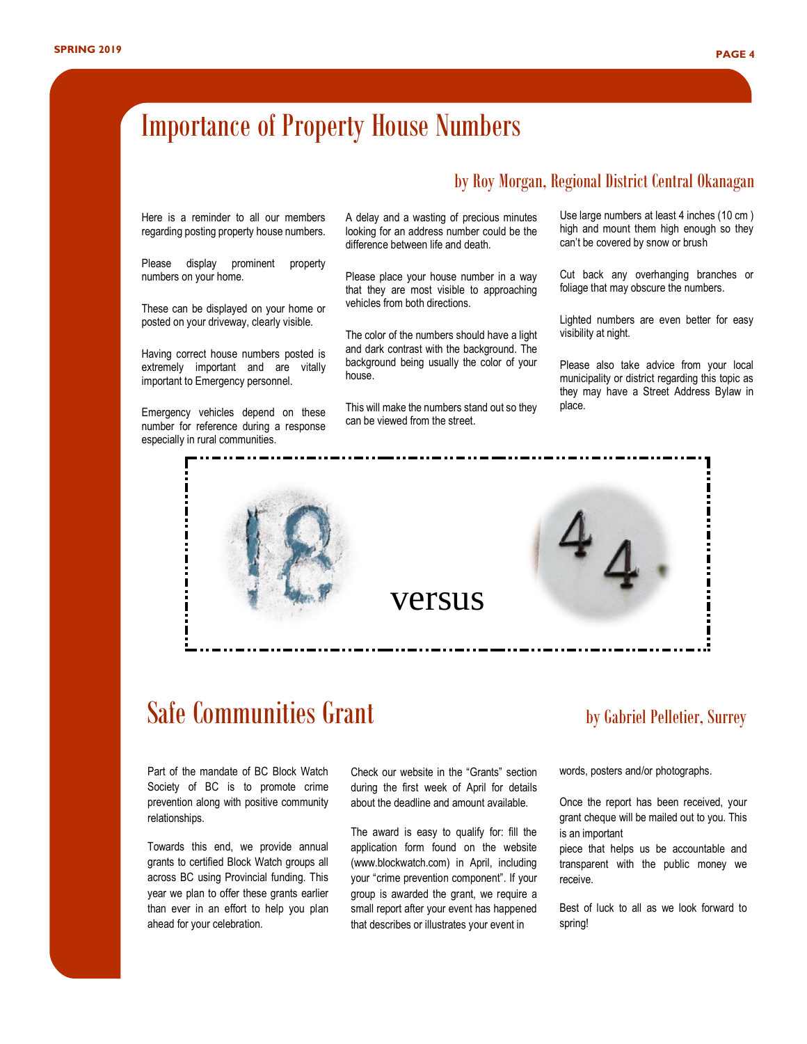# Importance of Property House Numbers

### by Roy Morgan, Regional District Central Okanagan

Here is a reminder to all our members regarding posting property house numbers.

Please display prominent property numbers on your home.

These can be displayed on your home or posted on your driveway, clearly visible.

Having correct house numbers posted is extremely important and are vitally important to Emergency personnel.

Emergency vehicles depend on these number for reference during a response especially in rural communities.

A delay and a wasting of precious minutes looking for an address number could be the difference between life and death.

Please place your house number in a way that they are most visible to approaching vehicles from both directions.

The color of the numbers should have a light and dark contrast with the background. The background being usually the color of your house.

This will make the numbers stand out so they can be viewed from the street.

Use large numbers at least 4 inches (10 cm ) high and mount them high enough so they can't be covered by snow or brush

Cut back any overhanging branches or foliage that may obscure the numbers.

Lighted numbers are even better for easy visibility at night.

Please also take advice from your local municipality or district regarding this topic as they may have a Street Address Bylaw in place.

versus

# Safe Communities Grant

### by Gabriel Pelletier, Surrey

Part of the mandate of BC Block Watch Society of BC is to promote crime prevention along with positive community relationships.

Towards this end, we provide annual grants to certified Block Watch groups all across BC using Provincial funding. This year we plan to offer these grants earlier than ever in an effort to help you plan ahead for your celebration.

Check our website in the "Grants" section during the first week of April for details about the deadline and amount available.

The award is easy to qualify for: fill the application form found on the website (www.blockwatch.com) in April, including your "crime prevention component". If your group is awarded the grant, we require a small report after your event has happened that describes or illustrates your event in words, posters and/or photographs.

Once the report has been received, your grant cheque will be mailed out to you. This is an important piece that helps us be accountable and transparent with the public money we receive.

Best of luck to all as we look forward to spring!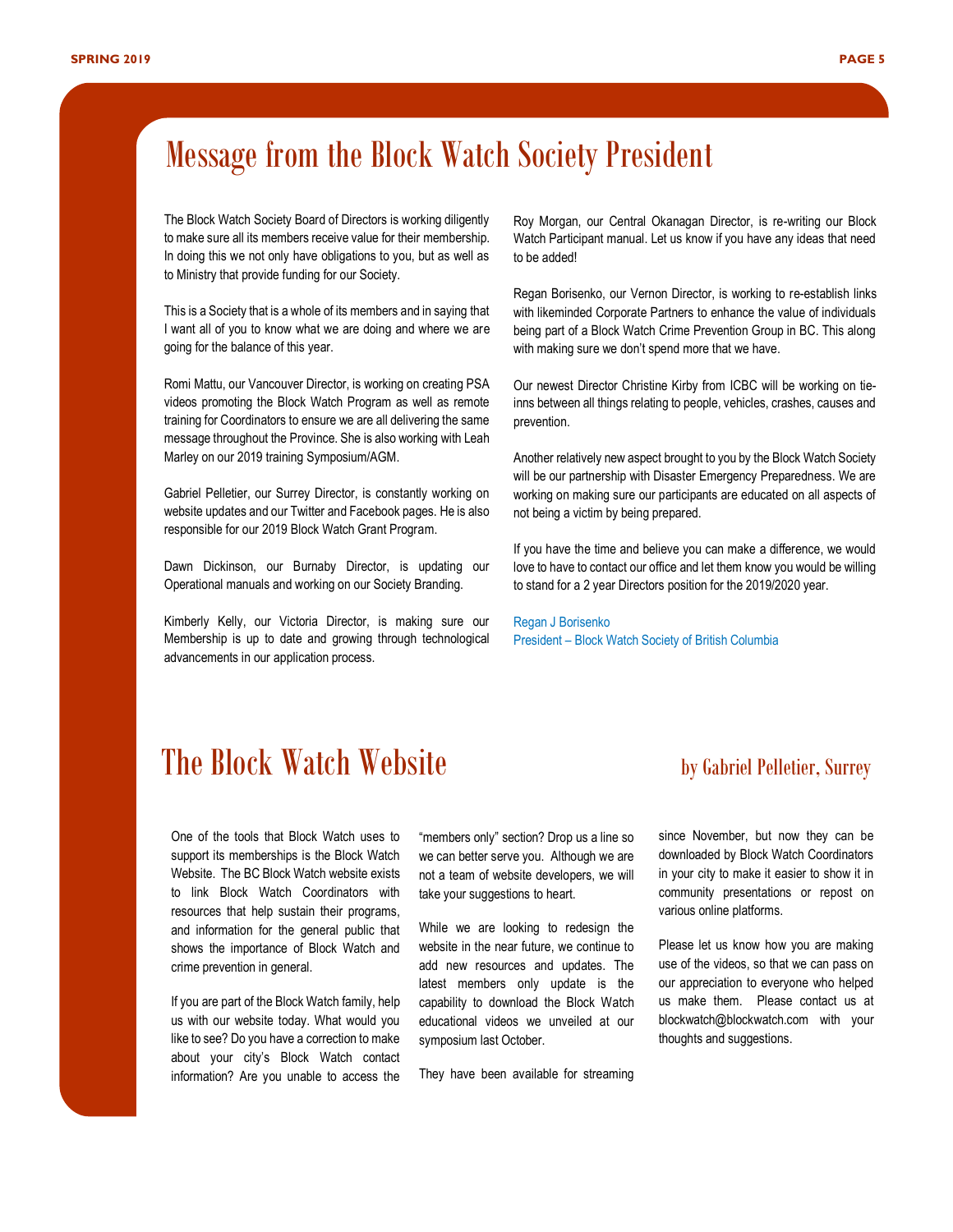# Message from the Block Watch Society President

The Block Watch Society Board of Directors is working diligently to make sure all its members receive value for their membership. In doing this we not only have obligations to you, but as well as to Ministry that provide funding for our Society.

This is a Society that is a whole of its members and in saying that I want all of you to know what we are doing and where we are going for the balance of this year.

Romi Mattu, our Vancouver Director, is working on creating PSA videos promoting the Block Watch Program as well as remote training for Coordinators to ensure we are all delivering the same message throughout the Province. She is also working with Leah Marley on our 2019 training Symposium/AGM.

Gabriel Pelletier, our Surrey Director, is constantly working on website updates and our Twitter and Facebook pages. He is also responsible for our 2019 Block Watch Grant Program.

Dawn Dickinson, our Burnaby Director, is updating our Operational manuals and working on our Society Branding.

Kimberly Kelly, our Victoria Director, is making sure our Membership is up to date and growing through technological advancements in our application process.

Roy Morgan, our Central Okanagan Director, is re-writing our Block Watch Participant manual. Let us know if you have any ideas that need to be added!

Regan Borisenko, our Vernon Director, is working to re-establish links with likeminded Corporate Partners to enhance the value of individuals being part of a Block Watch Crime Prevention Group in BC. This along with making sure we don't spend more that we have.

Our newest Director Christine Kirby from ICBC will be working on tie-inns between all things relating to people, vehicles, crashes, causes and prevention.

Another relatively new aspect brought to you by the Block Watch Society will be our partnership with Disaster Emergency Preparedness. We are working on making sure our participants are educated on all aspects of not being a victim by being prepared.

If you have the time and believe you can make a difference, we would love to have to contact our office and let them know you would be willing to stand for a 2 year Directors position for the 2019/2020 year.

Regan J Borisenko
President – Block Watch Society of British Columbia

# The Block Watch Website

### by Gabriel Pelletier, Surrey

One of the tools that Block Watch uses to support its memberships is the Block Watch Website. The BC Block Watch website exists to link Block Watch Coordinators with resources that help sustain their programs, and information for the general public that shows the importance of Block Watch and crime prevention in general.

If you are part of the Block Watch family, help us with our website today. What would you like to see? Do you have a correction to make about your city's Block Watch contact information? Are you unable to access the "members only" section? Drop us a line so we can better serve you. Although we are not a team of website developers, we will take your suggestions to heart.

While we are looking to redesign the website in the near future, we continue to add new resources and updates. The latest members only update is the capability to download the Block Watch educational videos we unveiled at our symposium last October.

They have been available for streaming since November, but now they can be downloaded by Block Watch Coordinators in your city to make it easier to show it in community presentations or repost on various online platforms.

Please let us know how you are making use of the videos, so that we can pass on our appreciation to everyone who helped us make them. Please contact us at blockwatch@blockwatch.com with your thoughts and suggestions.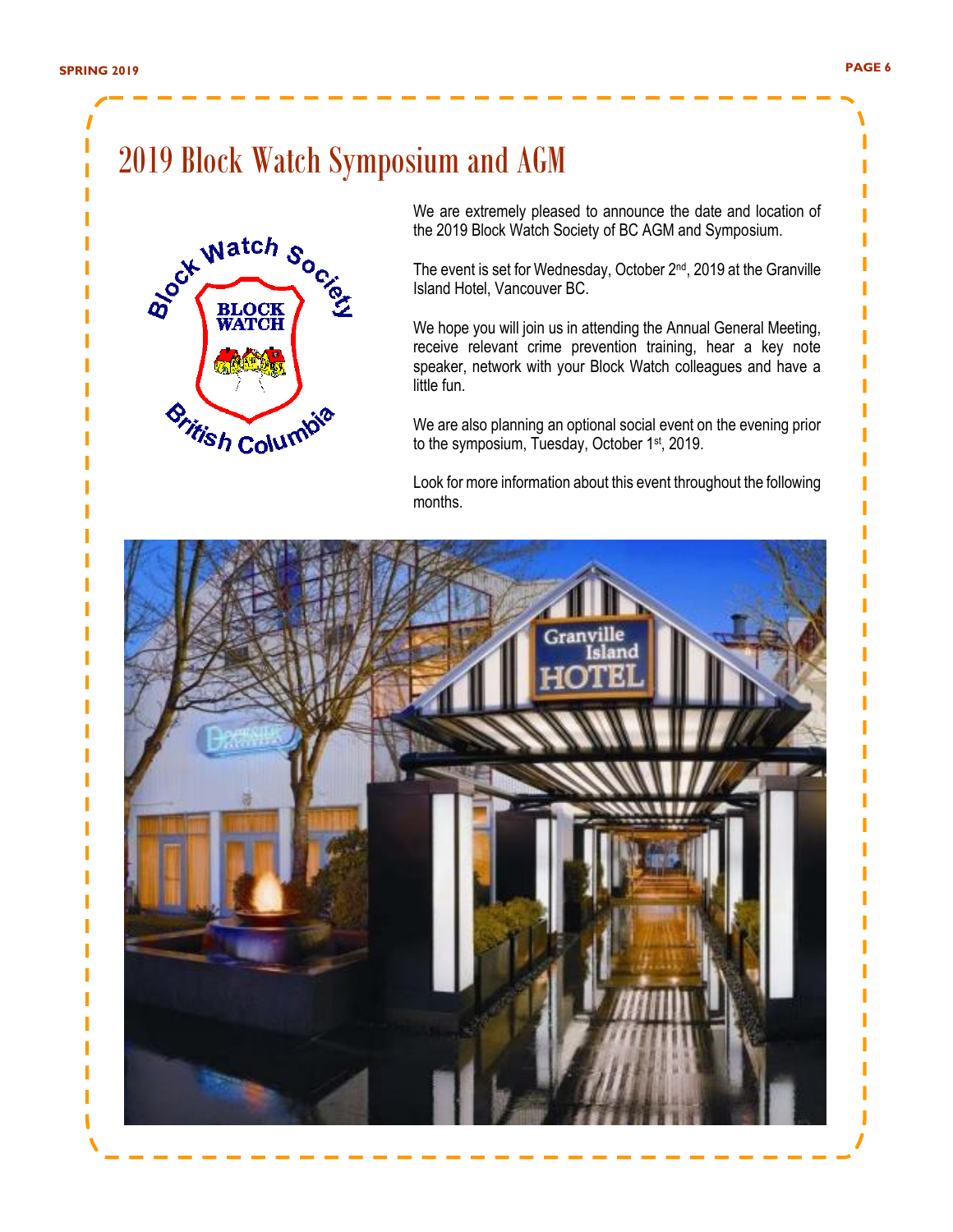# 2019 Block Watch Symposium and AGM

We are extremely pleased to announce the date and location of the 2019 Block Watch Society of BC AGM and Symposium.

The event is set for Wednesday, October 2nd, 2019 at the Granville Island Hotel, Vancouver BC.

We hope you will join us in attending the Annual General Meeting, receive relevant crime prevention training, hear a key note speaker, network with your Block Watch colleagues and have a little fun.

We are also planning an optional social event on the evening prior to the symposium, Tuesday, October 1st, 2019.

Look for more information about this event throughout the following months.